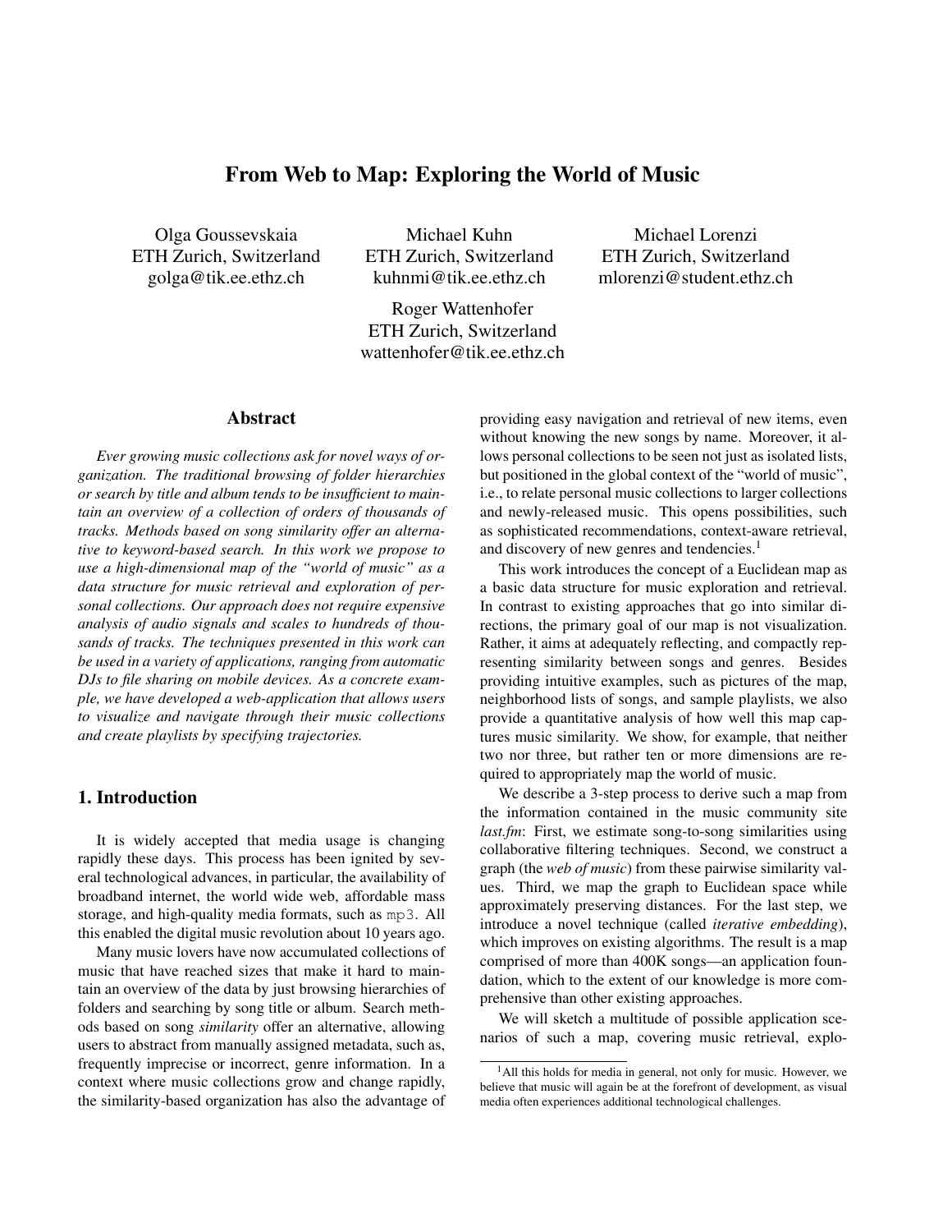# From Web to Map: Exploring the World of Music

Olga Goussevskaia
ETH Zurich, Switzerland
golga@tik.ee.ethz.ch

Michael Kuhn
ETH Zurich, Switzerland
kuhnmi@tik.ee.ethz.ch

Michael Lorenzi
ETH Zurich, Switzerland
mlorenzi@student.ethz.ch

Roger Wattenhofer
ETH Zurich, Switzerland
wattenhofer@tik.ee.ethz.ch

## Abstract

*Ever growing music collections ask for novel ways of organization. The traditional browsing of folder hierarchies or search by title and album tends to be insufficient to maintain an overview of a collection of orders of thousands of tracks. Methods based on song similarity offer an alternative to keyword-based search. In this work we propose to use a high-dimensional map of the "world of music" as a data structure for music retrieval and exploration of personal collections. Our approach does not require expensive analysis of audio signals and scales to hundreds of thousands of tracks. The techniques presented in this work can be used in a variety of applications, ranging from automatic DJs to file sharing on mobile devices. As a concrete example, we have developed a web-application that allows users to visualize and navigate through their music collections and create playlists by specifying trajectories.*

## 1. Introduction

It is widely accepted that media usage is changing rapidly these days. This process has been ignited by several technological advances, in particular, the availability of broadband internet, the world wide web, affordable mass storage, and high-quality media formats, such as `mp3`. All this enabled the digital music revolution about 10 years ago.

Many music lovers have now accumulated collections of music that have reached sizes that make it hard to maintain an overview of the data by just browsing hierarchies of folders and searching by song title or album. Search methods based on song *similarity* offer an alternative, allowing users to abstract from manually assigned metadata, such as, frequently imprecise or incorrect, genre information. In a context where music collections grow and change rapidly, the similarity-based organization has also the advantage of providing easy navigation and retrieval of new items, even without knowing the new songs by name. Moreover, it allows personal collections to be seen not just as isolated lists, but positioned in the global context of the "world of music", i.e., to relate personal music collections to larger collections and newly-released music. This opens possibilities, such as sophisticated recommendations, context-aware retrieval, and discovery of new genres and tendencies.[1]

This work introduces the concept of a Euclidean map as a basic data structure for music exploration and retrieval. In contrast to existing approaches that go into similar directions, the primary goal of our map is not visualization. Rather, it aims at adequately reflecting, and compactly representing similarity between songs and genres. Besides providing intuitive examples, such as pictures of the map, neighborhood lists of songs, and sample playlists, we also provide a quantitative analysis of how well this map captures music similarity. We show, for example, that neither two nor three, but rather ten or more dimensions are required to appropriately map the world of music.

We describe a 3-step process to derive such a map from the information contained in the music community site *last.fm*: First, we estimate song-to-song similarities using collaborative filtering techniques. Second, we construct a graph (the *web of music*) from these pairwise similarity values. Third, we map the graph to Euclidean space while approximately preserving distances. For the last step, we introduce a novel technique (called *iterative embedding*), which improves on existing algorithms. The result is a map comprised of more than 400K songs—an application foundation, which to the extent of our knowledge is more comprehensive than other existing approaches.

We will sketch a multitude of possible application scenarios of such a map, covering music retrieval, explo-

[1] All this holds for media in general, not only for music. However, we believe that music will again be at the forefront of development, as visual media often experiences additional technological challenges.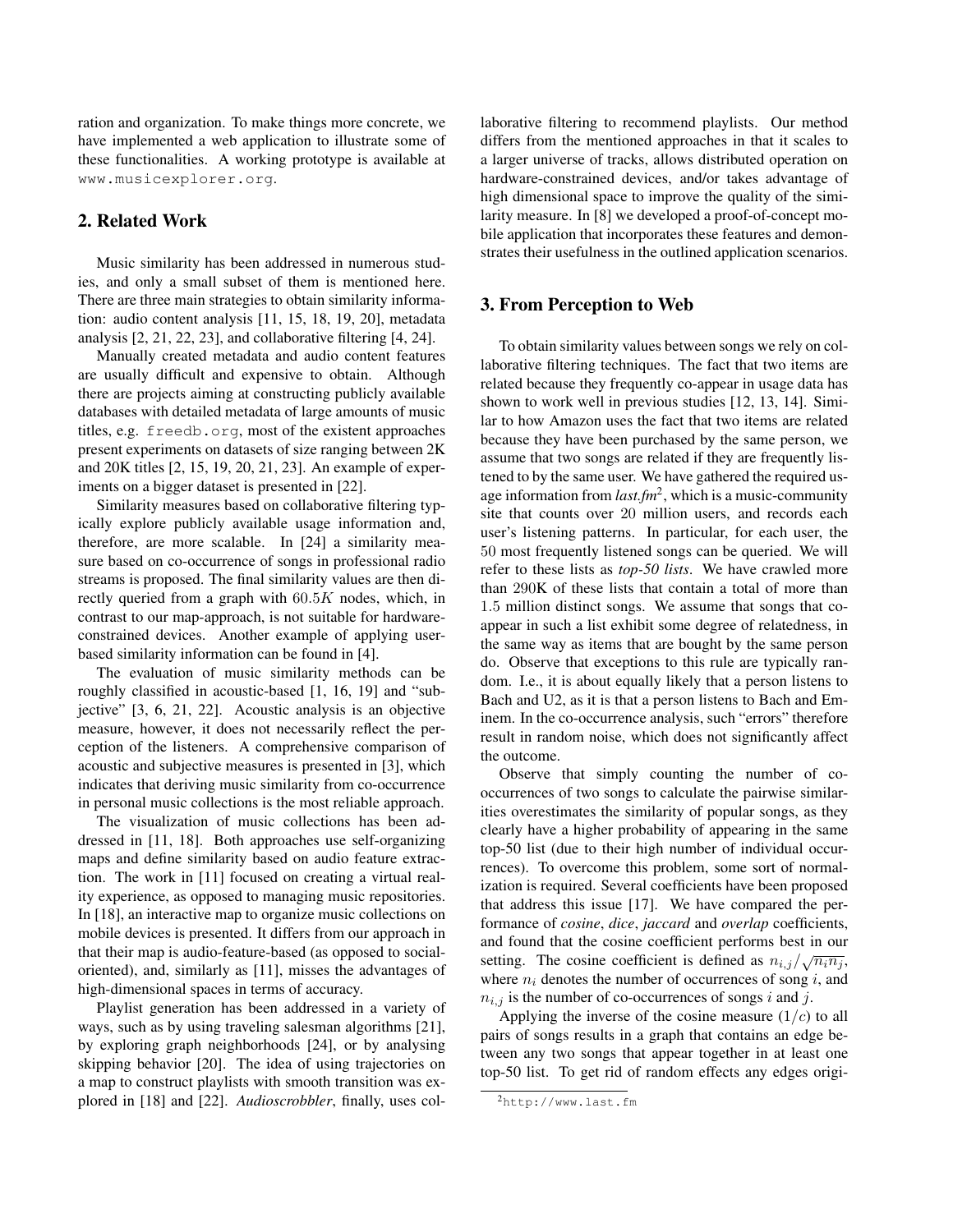ration and organization. To make things more concrete, we have implemented a web application to illustrate some of these functionalities. A working prototype is available at www.musicexplorer.org.

## 2. Related Work

Music similarity has been addressed in numerous studies, and only a small subset of them is mentioned here. There are three main strategies to obtain similarity information: audio content analysis [11, 15, 18, 19, 20], metadata analysis [2, 21, 22, 23], and collaborative filtering [4, 24].

Manually created metadata and audio content features are usually difficult and expensive to obtain. Although there are projects aiming at constructing publicly available databases with detailed metadata of large amounts of music titles, e.g. freedb.org, most of the existent approaches present experiments on datasets of size ranging between 2K and 20K titles [2, 15, 19, 20, 21, 23]. An example of experiments on a bigger dataset is presented in [22].

Similarity measures based on collaborative filtering typically explore publicly available usage information and, therefore, are more scalable. In [24] a similarity measure based on co-occurrence of songs in professional radio streams is proposed. The final similarity values are then directly queried from a graph with $60.5K$ nodes, which, in contrast to our map-approach, is not suitable for hardware-constrained devices. Another example of applying user-based similarity information can be found in [4].

The evaluation of music similarity methods can be roughly classified in acoustic-based [1, 16, 19] and "subjective" [3, 6, 21, 22]. Acoustic analysis is an objective measure, however, it does not necessarily reflect the perception of the listeners. A comprehensive comparison of acoustic and subjective measures is presented in [3], which indicates that deriving music similarity from co-occurrence in personal music collections is the most reliable approach.

The visualization of music collections has been addressed in [11, 18]. Both approaches use self-organizing maps and define similarity based on audio feature extraction. The work in [11] focused on creating a virtual reality experience, as opposed to managing music repositories. In [18], an interactive map to organize music collections on mobile devices is presented. It differs from our approach in that their map is audio-feature-based (as opposed to social-oriented), and, similarly as [11], misses the advantages of high-dimensional spaces in terms of accuracy.

Playlist generation has been addressed in a variety of ways, such as by using traveling salesman algorithms [21], by exploring graph neighborhoods [24], or by analysing skipping behavior [20]. The idea of using trajectories on a map to construct playlists with smooth transition was explored in [18] and [22]. *Audioscrobbler*, finally, uses collaborative filtering to recommend playlists. Our method differs from the mentioned approaches in that it scales to a larger universe of tracks, allows distributed operation on hardware-constrained devices, and/or takes advantage of high dimensional space to improve the quality of the similarity measure. In [8] we developed a proof-of-concept mobile application that incorporates these features and demonstrates their usefulness in the outlined application scenarios.

## 3. From Perception to Web

To obtain similarity values between songs we rely on collaborative filtering techniques. The fact that two items are related because they frequently co-appear in usage data has shown to work well in previous studies [12, 13, 14]. Similar to how Amazon uses the fact that two items are related because they have been purchased by the same person, we assume that two songs are related if they are frequently listened to by the same user. We have gathered the required usage information from *last.fm*[2], which is a music-community site that counts over 20 million users, and records each user's listening patterns. In particular, for each user, the 50 most frequently listened songs can be queried. We will refer to these lists as *top-50 lists*. We have crawled more than 290K of these lists that contain a total of more than 1.5 million distinct songs. We assume that songs that co-appear in such a list exhibit some degree of relatedness, in the same way as items that are bought by the same person do. Observe that exceptions to this rule are typically random. I.e., it is about equally likely that a person listens to Bach and U2, as it is that a person listens to Bach and Eminem. In the co-occurrence analysis, such "errors" therefore result in random noise, which does not significantly affect the outcome.

Observe that simply counting the number of co-occurrences of two songs to calculate the pairwise similarities overestimates the similarity of popular songs, as they clearly have a higher probability of appearing in the same top-50 list (due to their high number of individual occurrences). To overcome this problem, some sort of normalization is required. Several coefficients have been proposed that address this issue [17]. We have compared the performance of *cosine*, *dice*, *jaccard* and *overlap* coefficients, and found that the cosine coefficient performs best in our setting. The cosine coefficient is defined as $n_{i,j}/\sqrt{n_i n_j}$, where $n_i$ denotes the number of occurrences of song $i$, and $n_{i,j}$ is the number of co-occurrences of songs $i$ and $j$.

Applying the inverse of the cosine measure $(1/c)$ to all pairs of songs results in a graph that contains an edge between any two songs that appear together in at least one top-50 list. To get rid of random effects any edges origi-

[2] http://www.last.fm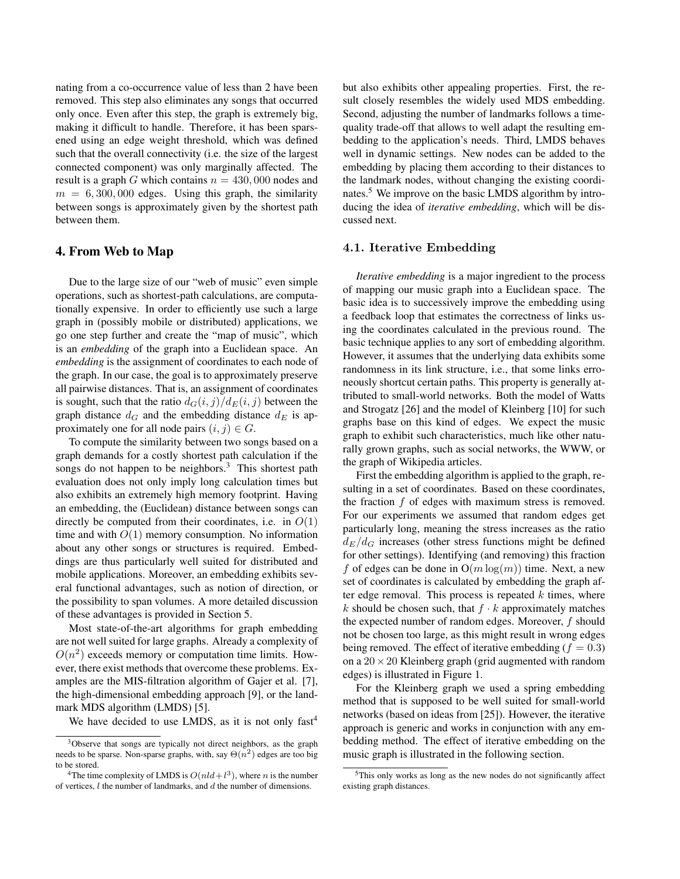nating from a co-occurrence value of less than 2 have been removed. This step also eliminates any songs that occurred only once. Even after this step, the graph is extremely big, making it difficult to handle. Therefore, it has been sparsened using an edge weight threshold, which was defined such that the overall connectivity (i.e. the size of the largest connected component) was only marginally affected. The result is a graph $G$ which contains $n = 430,000$ nodes and $m = 6,300,000$ edges. Using this graph, the similarity between songs is approximately given by the shortest path between them.

## 4. From Web to Map

Due to the large size of our "web of music" even simple operations, such as shortest-path calculations, are computationally expensive. In order to efficiently use such a large graph in (possibly mobile or distributed) applications, we go one step further and create the "map of music", which is an *embedding* of the graph into a Euclidean space. An *embedding* is the assignment of coordinates to each node of the graph. In our case, the goal is to approximately preserve all pairwise distances. That is, an assignment of coordinates is sought, such that the ratio $d_G(i,j)/d_E(i,j)$ between the graph distance $d_G$ and the embedding distance $d_E$ is approximately one for all node pairs $(i,j) \in G$.

To compute the similarity between two songs based on a graph demands for a costly shortest path calculation if the songs do not happen to be neighbors.[3] This shortest path evaluation does not only imply long calculation times but also exhibits an extremely high memory footprint. Having an embedding, the (Euclidean) distance between songs can directly be computed from their coordinates, i.e. in $O(1)$ time and with $O(1)$ memory consumption. No information about any other songs or structures is required. Embeddings are thus particularly well suited for distributed and mobile applications. Moreover, an embedding exhibits several functional advantages, such as notion of direction, or the possibility to span volumes. A more detailed discussion of these advantages is provided in Section 5.

Most state-of-the-art algorithms for graph embedding are not well suited for large graphs. Already a complexity of $O(n^2)$ exceeds memory or computation time limits. However, there exist methods that overcome these problems. Examples are the MIS-filtration algorithm of Gajer et al. [7], the high-dimensional embedding approach [9], or the landmark MDS algorithm (LMDS) [5].

We have decided to use LMDS, as it is not only fast[4] but also exhibits other appealing properties. First, the result closely resembles the widely used MDS embedding. Second, adjusting the number of landmarks follows a time-quality trade-off that allows to well adapt the resulting embedding to the application's needs. Third, LMDS behaves well in dynamic settings. New nodes can be added to the embedding by placing them according to their distances to the landmark nodes, without changing the existing coordinates.[5] We improve on the basic LMDS algorithm by introducing the idea of *iterative embedding*, which will be discussed next.

### 4.1. Iterative Embedding

*Iterative embedding* is a major ingredient to the process of mapping our music graph into a Euclidean space. The basic idea is to successively improve the embedding using a feedback loop that estimates the correctness of links using the coordinates calculated in the previous round. The basic technique applies to any sort of embedding algorithm. However, it assumes that the underlying data exhibits some randomness in its link structure, i.e., that some links erroneously shortcut certain paths. This property is generally attributed to small-world networks. Both the model of Watts and Strogatz [26] and the model of Kleinberg [10] for such graphs base on this kind of edges. We expect the music graph to exhibit such characteristics, much like other naturally grown graphs, such as social networks, the WWW, or the graph of Wikipedia articles.

First the embedding algorithm is applied to the graph, resulting in a set of coordinates. Based on these coordinates, the fraction $f$ of edges with maximum stress is removed. For our experiments we assumed that random edges get particularly long, meaning the stress increases as the ratio $d_E/d_G$ increases (other stress functions might be defined for other settings). Identifying (and removing) this fraction $f$ of edges can be done in $O(m \log(m))$ time. Next, a new set of coordinates is calculated by embedding the graph after edge removal. This process is repeated $k$ times, where $k$ should be chosen such, that $f \cdot k$ approximately matches the expected number of random edges. Moreover, $f$ should not be chosen too large, as this might result in wrong edges being removed. The effect of iterative embedding ($f = 0.3$) on a $20 \times 20$ Kleinberg graph (grid augmented with random edges) is illustrated in Figure 1.

For the Kleinberg graph we used a spring embedding method that is supposed to be well suited for small-world networks (based on ideas from [25]). However, the iterative approach is generic and works in conjunction with any embedding method. The effect of iterative embedding on the music graph is illustrated in the following section.

[3] Observe that songs are typically not direct neighbors, as the graph needs to be sparse. Non-sparse graphs, with, say $\Theta(n^2)$ edges are too big to be stored.

[4] The time complexity of LMDS is $O(nld + l^3)$, where $n$ is the number of vertices, $l$ the number of landmarks, and $d$ the number of dimensions.

[5] This only works as long as the new nodes do not significantly affect existing graph distances.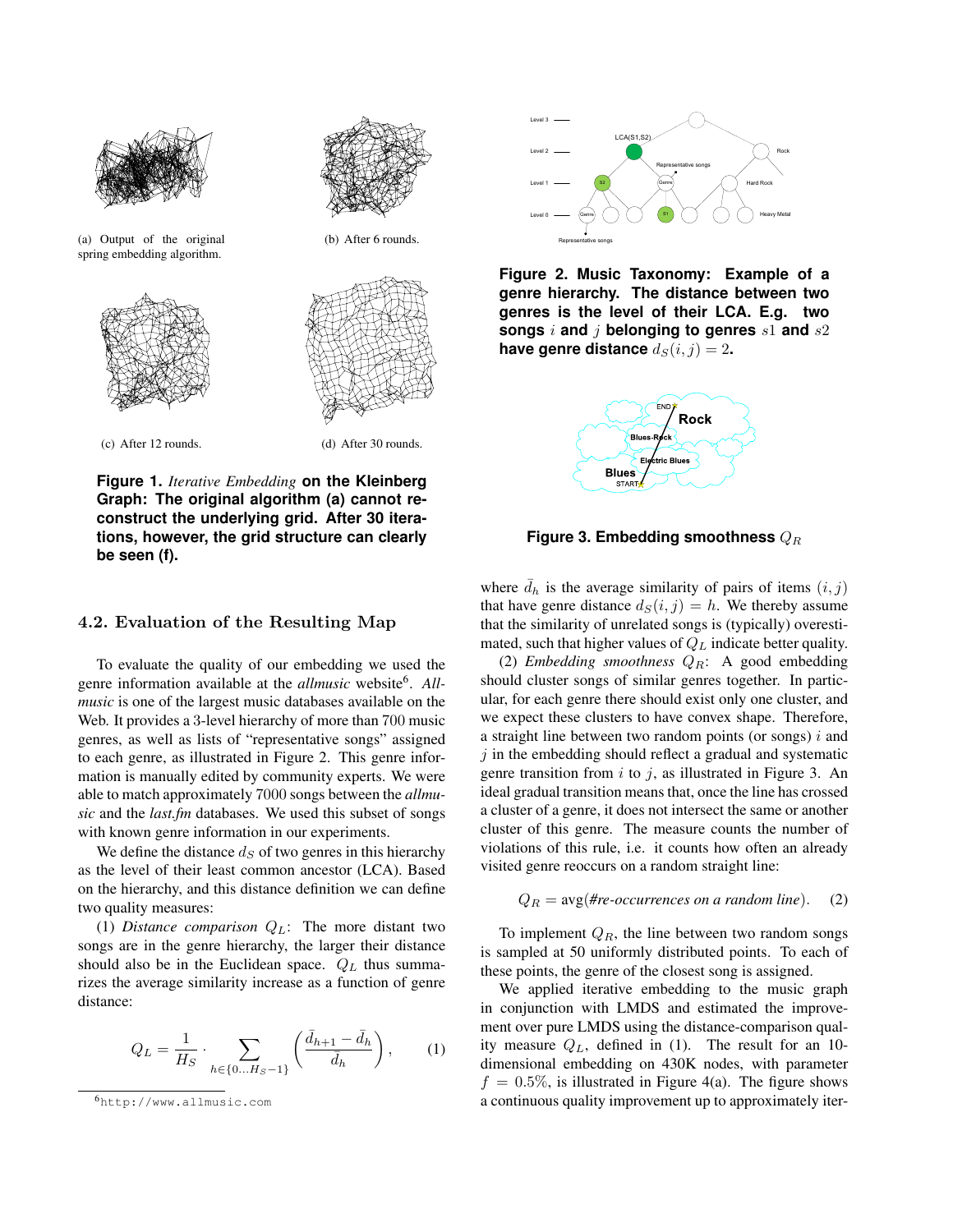(a) Output of the original spring embedding algorithm.

(b) After 6 rounds.

(c) After 12 rounds.

(d) After 30 rounds.

**Figure 1.** ***Iterative Embedding*** **on the Kleinberg Graph: The original algorithm (a) cannot reconstruct the underlying grid. After 30 iterations, however, the grid structure can clearly be seen (f).**

### 4.2. Evaluation of the Resulting Map

To evaluate the quality of our embedding we used the genre information available at the *allmusic* website[6]. *Allmusic* is one of the largest music databases available on the Web. It provides a 3-level hierarchy of more than 700 music genres, as well as lists of "representative songs" assigned to each genre, as illustrated in Figure 2. This genre information is manually edited by community experts. We were able to match approximately 7000 songs between the *allmusic* and the *last.fm* databases. We used this subset of songs with known genre information in our experiments.

We define the distance $d_S$ of two genres in this hierarchy as the level of their least common ancestor (LCA). Based on the hierarchy, and this distance definition we can define two quality measures:

(1) *Distance comparison* $Q_L$: The more distant two songs are in the genre hierarchy, the larger their distance should also be in the Euclidean space. $Q_L$ thus summarizes the average similarity increase as a function of genre distance:

$$Q_L = \frac{1}{H_S} \cdot \sum_{h \in \{0 \ldots H_S - 1\}} \left( \frac{\bar{d}_{h+1} - \bar{d}_h}{\bar{d}_h} \right), \qquad (1)$$

[6] http://www.allmusic.com

**Figure 2. Music Taxonomy: Example of a genre hierarchy. The distance between two genres is the level of their LCA. E.g. two songs $i$ and $j$ belonging to genres $s1$ and $s2$ have genre distance $d_S(i,j) = 2$.**

**Figure 3. Embedding smoothness $Q_R$**

where $\bar{d}_h$ is the average similarity of pairs of items $(i,j)$ that have genre distance $d_S(i,j) = h$. We thereby assume that the similarity of unrelated songs is (typically) overestimated, such that higher values of $Q_L$ indicate better quality.

(2) *Embedding smoothness* $Q_R$: A good embedding should cluster songs of similar genres together. In particular, for each genre there should exist only one cluster, and we expect these clusters to have convex shape. Therefore, a straight line between two random points (or songs) $i$ and $j$ in the embedding should reflect a gradual and systematic genre transition from $i$ to $j$, as illustrated in Figure 3. An ideal gradual transition means that, once the line has crossed a cluster of a genre, it does not intersect the same or another cluster of this genre. The measure counts the number of violations of this rule, i.e. it counts how often an already visited genre reoccurs on a random straight line:

$$Q_R = \text{avg}(\textit{\#re-occurrences on a random line}). \qquad (2)$$

To implement $Q_R$, the line between two random songs is sampled at 50 uniformly distributed points. To each of these points, the genre of the closest song is assigned.

We applied iterative embedding to the music graph in conjunction with LMDS and estimated the improvement over pure LMDS using the distance-comparison quality measure $Q_L$, defined in (1). The result for an 10-dimensional embedding on 430K nodes, with parameter $f = 0.5\%$, is illustrated in Figure 4(a). The figure shows a continuous quality improvement up to approximately iter-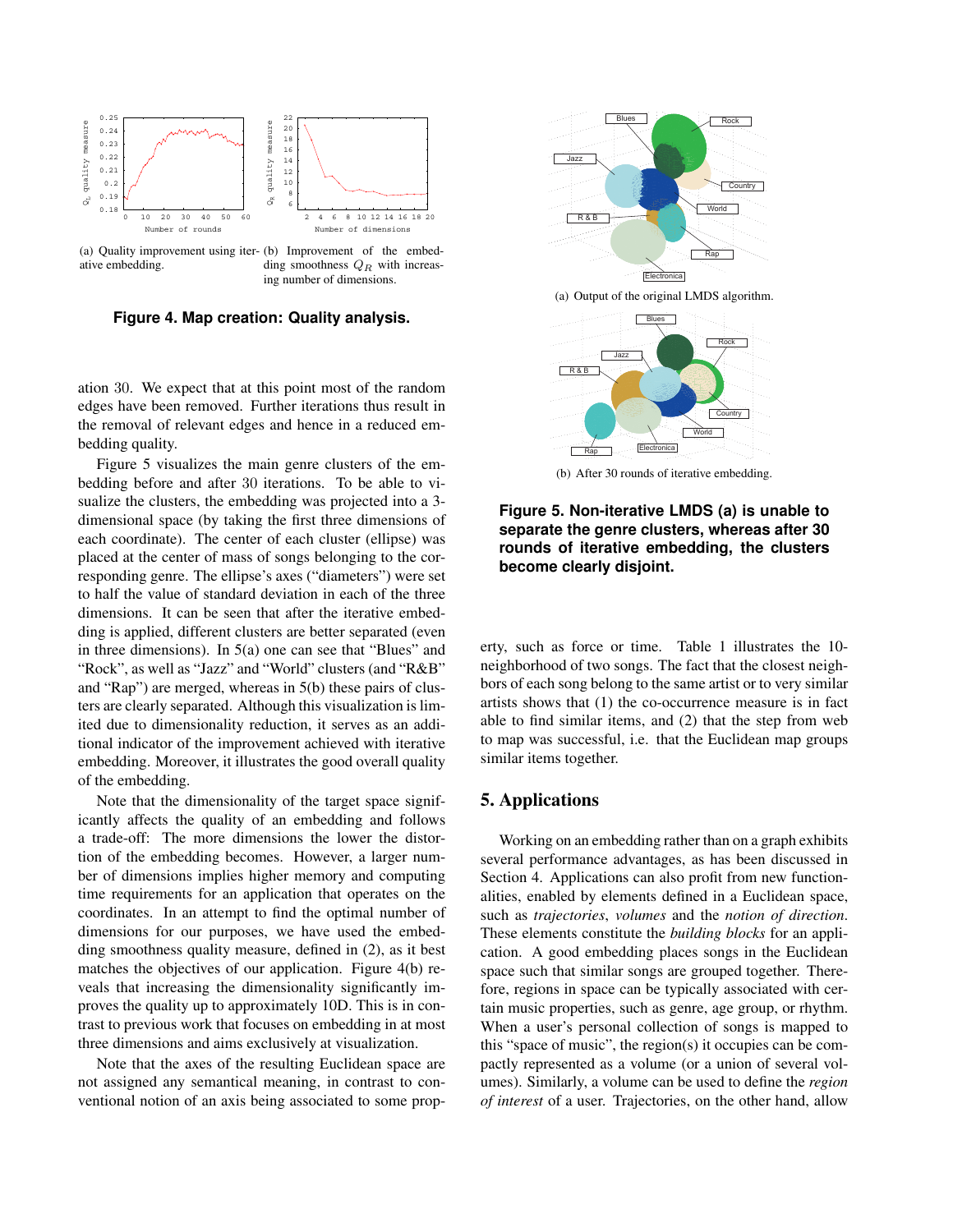(a) Quality improvement using iterative embedding.

(b) Improvement of the embedding smoothness $Q_R$ with increasing number of dimensions.

**Figure 4. Map creation: Quality analysis.**

ation 30. We expect that at this point most of the random edges have been removed. Further iterations thus result in the removal of relevant edges and hence in a reduced embedding quality.

Figure 5 visualizes the main genre clusters of the embedding before and after 30 iterations. To be able to visualize the clusters, the embedding was projected into a 3-dimensional space (by taking the first three dimensions of each coordinate). The center of each cluster (ellipse) was placed at the center of mass of songs belonging to the corresponding genre. The ellipse's axes ("diameters") were set to half the value of standard deviation in each of the three dimensions. It can be seen that after the iterative embedding is applied, different clusters are better separated (even in three dimensions). In 5(a) one can see that "Blues" and "Rock", as well as "Jazz" and "World" clusters (and "R&B" and "Rap") are merged, whereas in 5(b) these pairs of clusters are clearly separated. Although this visualization is limited due to dimensionality reduction, it serves as an additional indicator of the improvement achieved with iterative embedding. Moreover, it illustrates the good overall quality of the embedding.

Note that the dimensionality of the target space significantly affects the quality of an embedding and follows a trade-off: The more dimensions the lower the distortion of the embedding becomes. However, a larger number of dimensions implies higher memory and computing time requirements for an application that operates on the coordinates. In an attempt to find the optimal number of dimensions for our purposes, we have used the embedding smoothness quality measure, defined in (2), as it best matches the objectives of our application. Figure 4(b) reveals that increasing the dimensionality significantly improves the quality up to approximately 10D. This is in contrast to previous work that focuses on embedding in at most three dimensions and aims exclusively at visualization.

Note that the axes of the resulting Euclidean space are not assigned any semantical meaning, in contrast to conventional notion of an axis being associated to some property, such as force or time. Table 1 illustrates the 10-neighborhood of two songs. The fact that the closest neighbors of each song belong to the same artist or to very similar artists shows that (1) the co-occurrence measure is in fact able to find similar items, and (2) that the step from web to map was successful, i.e. that the Euclidean map groups similar items together.

(a) Output of the original LMDS algorithm.

(b) After 30 rounds of iterative embedding.

**Figure 5. Non-iterative LMDS (a) is unable to separate the genre clusters, whereas after 30 rounds of iterative embedding, the clusters become clearly disjoint.**

## 5. Applications

Working on an embedding rather than on a graph exhibits several performance advantages, as has been discussed in Section 4. Applications can also profit from new functionalities, enabled by elements defined in a Euclidean space, such as *trajectories*, *volumes* and the *notion of direction*. These elements constitute the *building blocks* for an application. A good embedding places songs in the Euclidean space such that similar songs are grouped together. Therefore, regions in space can be typically associated with certain music properties, such as genre, age group, or rhythm. When a user's personal collection of songs is mapped to this "space of music", the region(s) it occupies can be compactly represented as a volume (or a union of several volumes). Similarly, a volume can be used to define the *region of interest* of a user. Trajectories, on the other hand, allow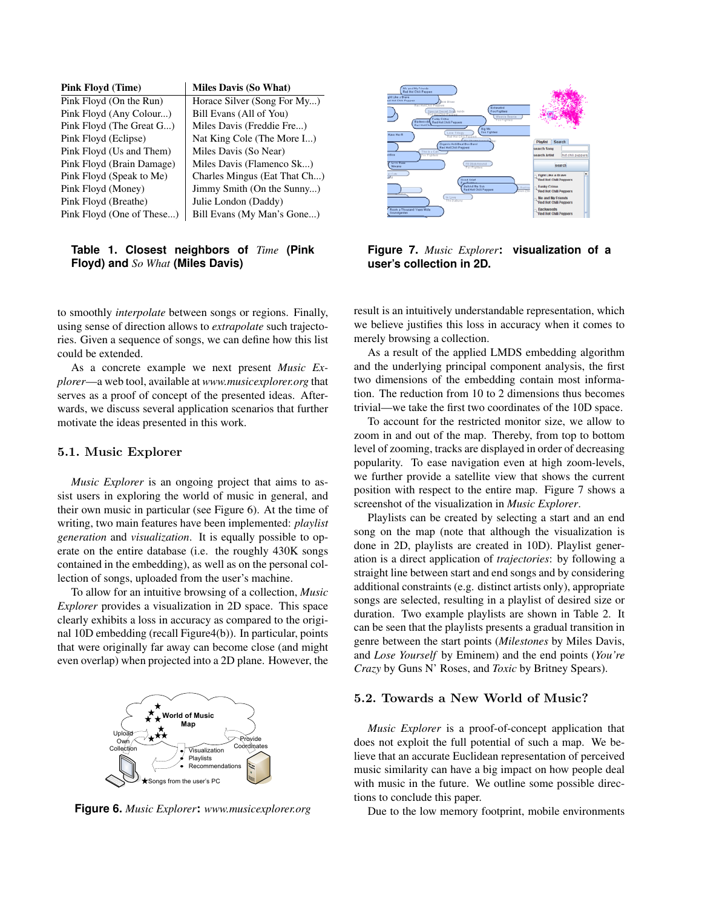| Pink Floyd (Time) | Miles Davis (So What) |
|---|---|
| Pink Floyd (On the Run) | Horace Silver (Song For My...) |
| Pink Floyd (Any Colour...) | Bill Evans (All of You) |
| Pink Floyd (The Great G...) | Miles Davis (Freddie Fre...) |
| Pink Floyd (Eclipse) | Nat King Cole (The More I...) |
| Pink Floyd (Us and Them) | Miles Davis (So Near) |
| Pink Floyd (Brain Damage) | Miles Davis (Flamenco Sk...) |
| Pink Floyd (Speak to Me) | Charles Mingus (Eat That Ch...) |
| Pink Floyd (Money) | Jimmy Smith (On the Sunny...) |
| Pink Floyd (Breathe) | Julie London (Daddy) |
| Pink Floyd (One of These...) | Bill Evans (My Man's Gone...) |

**Table 1. Closest neighbors of *Time* (Pink Floyd) and *So What* (Miles Davis)**

**Figure 7. *Music Explorer*: visualization of a user's collection in 2D.**

to smoothly *interpolate* between songs or regions. Finally, using sense of direction allows to *extrapolate* such trajectories. Given a sequence of songs, we can define how this list could be extended.

As a concrete example we next present *Music Explorer*—a web tool, available at *www.musicexplorer.org* that serves as a proof of concept of the presented ideas. Afterwards, we discuss several application scenarios that further motivate the ideas presented in this work.

### 5.1. Music Explorer

*Music Explorer* is an ongoing project that aims to assist users in exploring the world of music in general, and their own music in particular (see Figure 6). At the time of writing, two main features have been implemented: *playlist generation* and *visualization*. It is equally possible to operate on the entire database (i.e. the roughly 430K songs contained in the embedding), as well as on the personal collection of songs, uploaded from the user's machine.

To allow for an intuitive browsing of a collection, *Music Explorer* provides a visualization in 2D space. This space clearly exhibits a loss in accuracy as compared to the original 10D embedding (recall Figure4(b)). In particular, points that were originally far away can become close (and might even overlap) when projected into a 2D plane. However, the result is an intuitively understandable representation, which we believe justifies this loss in accuracy when it comes to merely browsing a collection.

**Figure 6.** *Music Explorer*: *www.musicexplorer.org*

As a result of the applied LMDS embedding algorithm and the underlying principal component analysis, the first two dimensions of the embedding contain most information. The reduction from 10 to 2 dimensions thus becomes trivial—we take the first two coordinates of the 10D space.

To account for the restricted monitor size, we allow to zoom in and out of the map. Thereby, from top to bottom level of zooming, tracks are displayed in order of decreasing popularity. To ease navigation even at high zoom-levels, we further provide a satellite view that shows the current position with respect to the entire map. Figure 7 shows a screenshot of the visualization in *Music Explorer*.

Playlists can be created by selecting a start and an end song on the map (note that although the visualization is done in 2D, playlists are created in 10D). Playlist generation is a direct application of *trajectories*: by following a straight line between start and end songs and by considering additional constraints (e.g. distinct artists only), appropriate songs are selected, resulting in a playlist of desired size or duration. Two example playlists are shown in Table 2. It can be seen that the playlists presents a gradual transition in genre between the start points (*Milestones* by Miles Davis, and *Lose Yourself* by Eminem) and the end points (*You're Crazy* by Guns N' Roses, and *Toxic* by Britney Spears).

### 5.2. Towards a New World of Music?

*Music Explorer* is a proof-of-concept application that does not exploit the full potential of such a map. We believe that an accurate Euclidean representation of perceived music similarity can have a big impact on how people deal with music in the future. We outline some possible directions to conclude this paper.

Due to the low memory footprint, mobile environments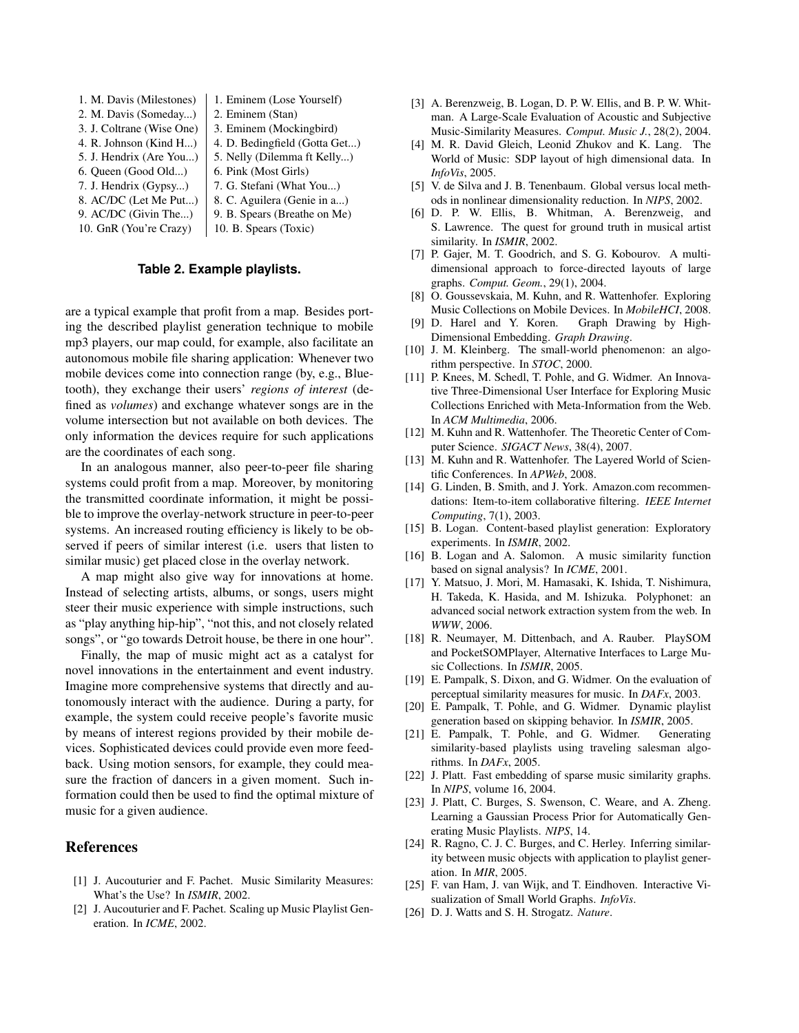| | |
|---|---|
| 1. M. Davis (Milestones) | 1. Eminem (Lose Yourself) |
| 2. M. Davis (Someday...) | 2. Eminem (Stan) |
| 3. J. Coltrane (Wise One) | 3. Eminem (Mockingbird) |
| 4. R. Johnson (Kind H...) | 4. D. Bedingfield (Gotta Get...) |
| 5. J. Hendrix (Are You...) | 5. Nelly (Dilemma ft Kelly...) |
| 6. Queen (Good Old...) | 6. Pink (Most Girls) |
| 7. J. Hendrix (Gypsy...) | 7. G. Stefani (What You...) |
| 8. AC/DC (Let Me Put...) | 8. C. Aguilera (Genie in a...) |
| 9. AC/DC (Givin The...) | 9. B. Spears (Breathe on Me) |
| 10. GnR (You're Crazy) | 10. B. Spears (Toxic) |

**Table 2. Example playlists.**

are a typical example that profit from a map. Besides porting the described playlist generation technique to mobile mp3 players, our map could, for example, also facilitate an autonomous mobile file sharing application: Whenever two mobile devices come into connection range (by, e.g., Bluetooth), they exchange their users' *regions of interest* (defined as *volumes*) and exchange whatever songs are in the volume intersection but not available on both devices. The only information the devices require for such applications are the coordinates of each song.

In an analogous manner, also peer-to-peer file sharing systems could profit from a map. Moreover, by monitoring the transmitted coordinate information, it might be possible to improve the overlay-network structure in peer-to-peer systems. An increased routing efficiency is likely to be observed if peers of similar interest (i.e. users that listen to similar music) get placed close in the overlay network.

A map might also give way for innovations at home. Instead of selecting artists, albums, or songs, users might steer their music experience with simple instructions, such as "play anything hip-hip", "not this, and not closely related songs", or "go towards Detroit house, be there in one hour".

Finally, the map of music might act as a catalyst for novel innovations in the entertainment and event industry. Imagine more comprehensive systems that directly and autonomously interact with the audience. During a party, for example, the system could receive people's favorite music by means of interest regions provided by their mobile devices. Sophisticated devices could provide even more feedback. Using motion sensors, for example, they could measure the fraction of dancers in a given moment. Such information could then be used to find the optimal mixture of music for a given audience.

## References

[1] J. Aucouturier and F. Pachet. Music Similarity Measures: What's the Use? In *ISMIR*, 2002.

[2] J. Aucouturier and F. Pachet. Scaling up Music Playlist Generation. In *ICME*, 2002.

[3] A. Berenzweig, B. Logan, D. P. W. Ellis, and B. P. W. Whitman. A Large-Scale Evaluation of Acoustic and Subjective Music-Similarity Measures. *Comput. Music J.*, 28(2), 2004.

[4] M. R. David Gleich, Leonid Zhukov and K. Lang. The World of Music: SDP layout of high dimensional data. In *InfoVis*, 2005.

[5] V. de Silva and J. B. Tenenbaum. Global versus local methods in nonlinear dimensionality reduction. In *NIPS*, 2002.

[6] D. P. W. Ellis, B. Whitman, A. Berenzweig, and S. Lawrence. The quest for ground truth in musical artist similarity. In *ISMIR*, 2002.

[7] P. Gajer, M. T. Goodrich, and S. G. Kobourov. A multidimensional approach to force-directed layouts of large graphs. *Comput. Geom.*, 29(1), 2004.

[8] O. Goussevskaia, M. Kuhn, and R. Wattenhofer. Exploring Music Collections on Mobile Devices. In *MobileHCI*, 2008.

[9] D. Harel and Y. Koren. Graph Drawing by High-Dimensional Embedding. *Graph Drawing*.

[10] J. M. Kleinberg. The small-world phenomenon: an algorithm perspective. In *STOC*, 2000.

[11] P. Knees, M. Schedl, T. Pohle, and G. Widmer. An Innovative Three-Dimensional User Interface for Exploring Music Collections Enriched with Meta-Information from the Web. In *ACM Multimedia*, 2006.

[12] M. Kuhn and R. Wattenhofer. The Theoretic Center of Computer Science. *SIGACT News*, 38(4), 2007.

[13] M. Kuhn and R. Wattenhofer. The Layered World of Scientific Conferences. In *APWeb*, 2008.

[14] G. Linden, B. Smith, and J. York. Amazon.com recommendations: Item-to-item collaborative filtering. *IEEE Internet Computing*, 7(1), 2003.

[15] B. Logan. Content-based playlist generation: Exploratory experiments. In *ISMIR*, 2002.

[16] B. Logan and A. Salomon. A music similarity function based on signal analysis? In *ICME*, 2001.

[17] Y. Matsuo, J. Mori, M. Hamasaki, K. Ishida, T. Nishimura, H. Takeda, K. Hasida, and M. Ishizuka. Polyphonet: an advanced social network extraction system from the web. In *WWW*, 2006.

[18] R. Neumayer, M. Dittenbach, and A. Rauber. PlaySOM and PocketSOMPlayer, Alternative Interfaces to Large Music Collections. In *ISMIR*, 2005.

[19] E. Pampalk, S. Dixon, and G. Widmer. On the evaluation of perceptual similarity measures for music. In *DAFx*, 2003.

[20] E. Pampalk, T. Pohle, and G. Widmer. Dynamic playlist generation based on skipping behavior. In *ISMIR*, 2005.

[21] E. Pampalk, T. Pohle, and G. Widmer. Generating similarity-based playlists using traveling salesman algorithms. In *DAFx*, 2005.

[22] J. Platt. Fast embedding of sparse music similarity graphs. In *NIPS*, volume 16, 2004.

[23] J. Platt, C. Burges, S. Swenson, C. Weare, and A. Zheng. Learning a Gaussian Process Prior for Automatically Generating Music Playlists. *NIPS*, 14.

[24] R. Ragno, C. J. C. Burges, and C. Herley. Inferring similarity between music objects with application to playlist generation. In *MIR*, 2005.

[25] F. van Ham, J. van Wijk, and T. Eindhoven. Interactive Visualization of Small World Graphs. *InfoVis*.

[26] D. J. Watts and S. H. Strogatz. *Nature*.